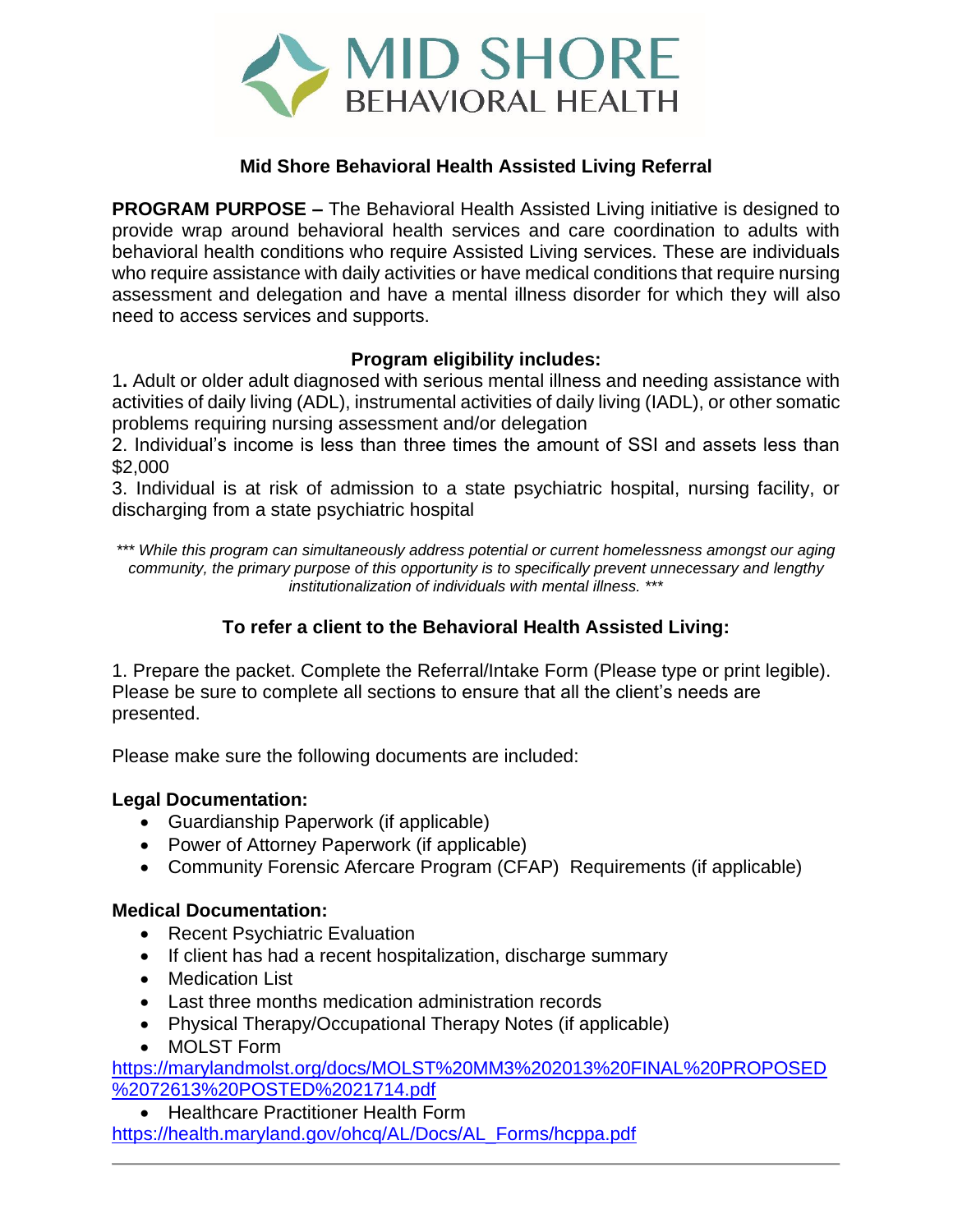# MID SHORE BEHAVIORAL HEALTH

## Mid Shore Behavioral Health Assisted Living Referral

**PROGRAM PURPOSE –** The Behavioral Health Assisted Living initiative is designed to provide wrap around behavioral health services and care coordination to adults with behavioral health conditions who require Assisted Living services. These are individuals who require assistance with daily activities or have medical conditions that require nursing assessment and delegation and have a mental illness disorder for which they will also need to access services and supports.

### Program eligibility includes:

1. Adult or older adult diagnosed with serious mental illness and needing assistance with activities of daily living (ADL), instrumental activities of daily living (IADL), or other somatic problems requiring nursing assessment and/or delegation
2. Individual's income is less than three times the amount of SSI and assets less than $2,000
3. Individual is at risk of admission to a state psychiatric hospital, nursing facility, or discharging from a state psychiatric hospital

*\*\*\* While this program can simultaneously address potential or current homelessness amongst our aging community, the primary purpose of this opportunity is to specifically prevent unnecessary and lengthy institutionalization of individuals with mental illness. \*\*\**

### To refer a client to the Behavioral Health Assisted Living:

1. Prepare the packet. Complete the Referral/Intake Form (Please type or print legible). Please be sure to complete all sections to ensure that all the client's needs are presented.

Please make sure the following documents are included:

**Legal Documentation:**

- Guardianship Paperwork (if applicable)
- Power of Attorney Paperwork (if applicable)
- Community Forensic Aftercare Program (CFAP) Requirements (if applicable)

**Medical Documentation:**

- Recent Psychiatric Evaluation
- If client has had a recent hospitalization, discharge summary
- Medication List
- Last three months medication administration records
- Physical Therapy/Occupational Therapy Notes (if applicable)
- MOLST Form

https://marylandmolst.org/docs/MOLST%20MM3%202013%20FINAL%20PROPOSED%2072613%20POSTED%2021714.pdf

- Healthcare Practitioner Health Form

https://health.maryland.gov/ohcq/AL/Docs/AL_Forms/hcppa.pdf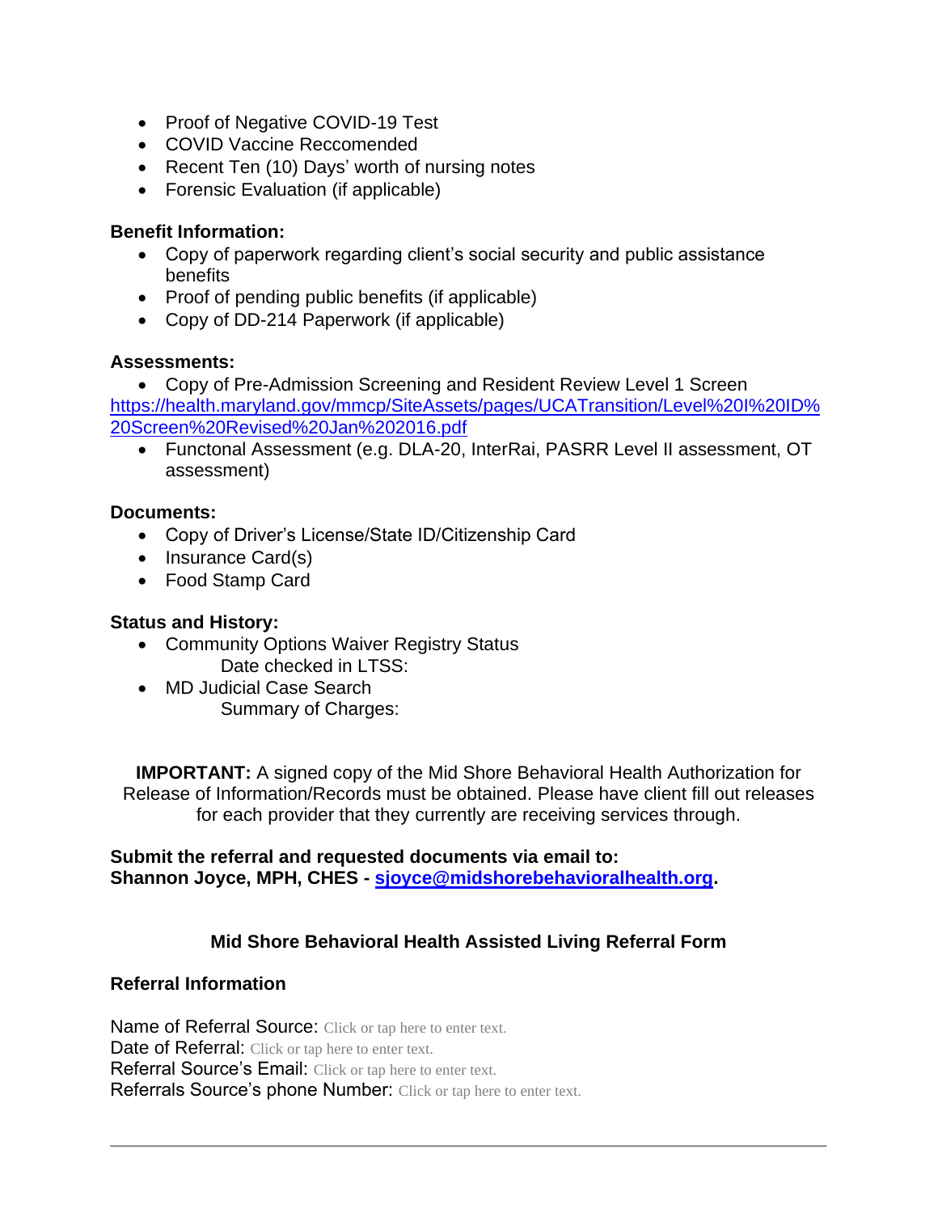- Proof of Negative COVID-19 Test
- COVID Vaccine Reccomended
- Recent Ten (10) Days' worth of nursing notes
- Forensic Evaluation (if applicable)

**Benefit Information:**

- Copy of paperwork regarding client's social security and public assistance benefits
- Proof of pending public benefits (if applicable)
- Copy of DD-214 Paperwork (if applicable)

**Assessments:**

- Copy of Pre-Admission Screening and Resident Review Level 1 Screen

[https://health.maryland.gov/mmcp/SiteAssets/pages/UCATransition/Level%20I%20ID%20Screen%20Revised%20Jan%202016.pdf](https://health.maryland.gov/mmcp/SiteAssets/pages/UCATransition/Level%20I%20ID%20Screen%20Revised%20Jan%202016.pdf)

- Functonal Assessment (e.g. DLA-20, InterRai, PASRR Level II assessment, OT assessment)

**Documents:**

- Copy of Driver's License/State ID/Citizenship Card
- Insurance Card(s)
- Food Stamp Card

**Status and History:**

- Community Options Waiver Registry Status
  Date checked in LTSS:
- MD Judicial Case Search
  Summary of Charges:

**IMPORTANT:** A signed copy of the Mid Shore Behavioral Health Authorization for Release of Information/Records must be obtained. Please have client fill out releases for each provider that they currently are receiving services through.

**Submit the referral and requested documents via email to:**
**Shannon Joyce, MPH, CHES - [sjoyce@midshorebehavioralhealth.org](mailto:sjoyce@midshorebehavioralhealth.org).**

## Mid Shore Behavioral Health Assisted Living Referral Form

### Referral Information

Name of Referral Source: Click or tap here to enter text.
Date of Referral: Click or tap here to enter text.
Referral Source's Email: Click or tap here to enter text.
Referrals Source's phone Number: Click or tap here to enter text.

---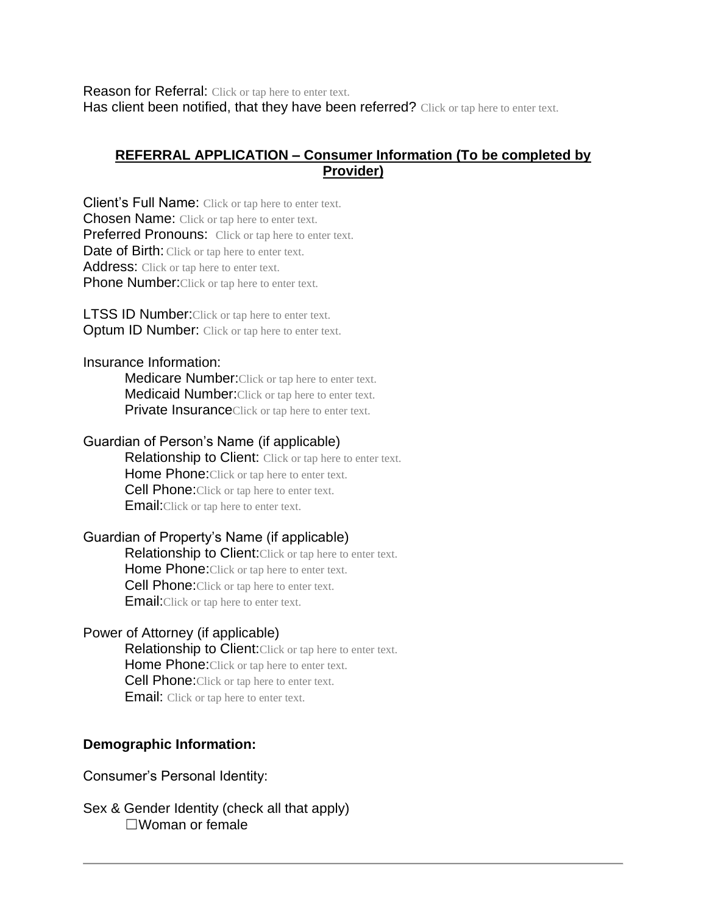Reason for Referral: Click or tap here to enter text.
Has client been notified, that they have been referred? Click or tap here to enter text.

## REFERRAL APPLICATION – Consumer Information (To be completed by Provider)

Client's Full Name: Click or tap here to enter text.
Chosen Name: Click or tap here to enter text.
Preferred Pronouns: Click or tap here to enter text.
Date of Birth: Click or tap here to enter text.
Address: Click or tap here to enter text.
Phone Number: Click or tap here to enter text.

LTSS ID Number: Click or tap here to enter text.
Optum ID Number: Click or tap here to enter text.

Insurance Information:

- Medicare Number: Click or tap here to enter text.
- Medicaid Number: Click or tap here to enter text.
- Private Insurance Click or tap here to enter text.

Guardian of Person's Name (if applicable)

- Relationship to Client: Click or tap here to enter text.
- Home Phone: Click or tap here to enter text.
- Cell Phone: Click or tap here to enter text.
- Email: Click or tap here to enter text.

Guardian of Property's Name (if applicable)

- Relationship to Client: Click or tap here to enter text.
- Home Phone: Click or tap here to enter text.
- Cell Phone: Click or tap here to enter text.
- Email: Click or tap here to enter text.

Power of Attorney (if applicable)

- Relationship to Client: Click or tap here to enter text.
- Home Phone: Click or tap here to enter text.
- Cell Phone: Click or tap here to enter text.
- Email: Click or tap here to enter text.

**Demographic Information:**

Consumer's Personal Identity:

Sex & Gender Identity (check all that apply)

- ☐Woman or female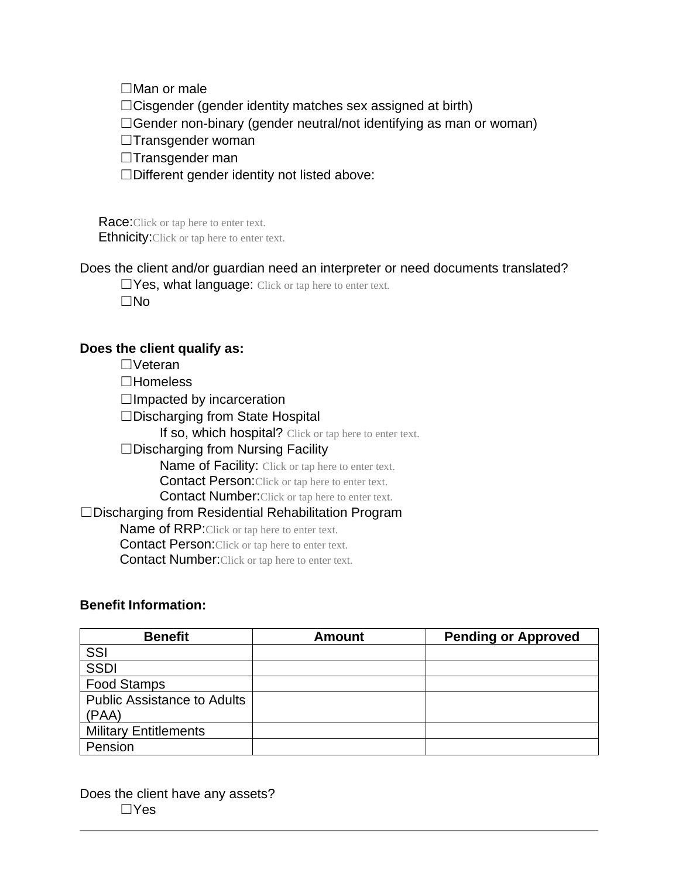☐Man or male
☐Cisgender (gender identity matches sex assigned at birth)
☐Gender non-binary (gender neutral/not identifying as man or woman)
☐Transgender woman
☐Transgender man
☐Different gender identity not listed above:

Race:Click or tap here to enter text.
Ethnicity:Click or tap here to enter text.

Does the client and/or guardian need an interpreter or need documents translated?
☐Yes, what language: Click or tap here to enter text.
☐No

**Does the client qualify as:**
☐Veteran
☐Homeless
☐Impacted by incarceration
☐Discharging from State Hospital
If so, which hospital? Click or tap here to enter text.
☐Discharging from Nursing Facility
Name of Facility: Click or tap here to enter text.
Contact Person:Click or tap here to enter text.
Contact Number:Click or tap here to enter text.
☐Discharging from Residential Rehabilitation Program
Name of RRP:Click or tap here to enter text.
Contact Person:Click or tap here to enter text.
Contact Number:Click or tap here to enter text.

**Benefit Information:**

| Benefit | Amount | Pending or Approved |
|---|---|---|
| SSI | | |
| SSDI | | |
| Food Stamps | | |
| Public Assistance to Adults (PAA) | | |
| Military Entitlements | | |
| Pension | | |

Does the client have any assets?
☐Yes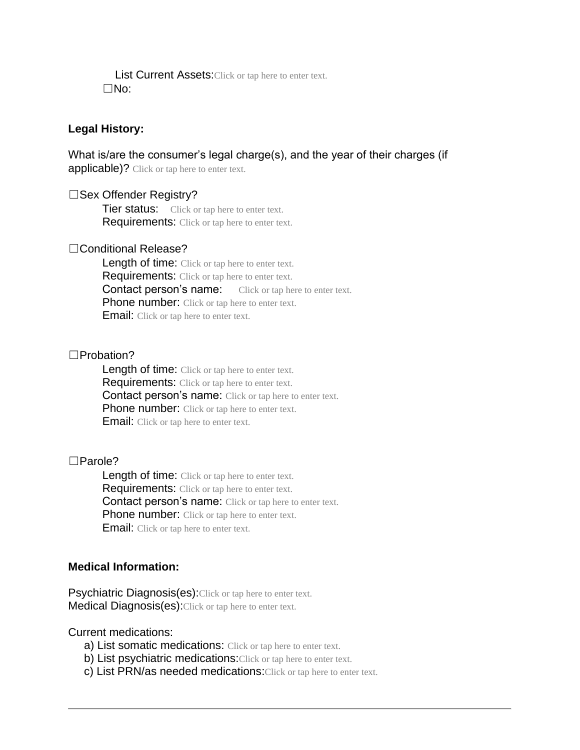List Current Assets:Click or tap here to enter text.

☐No:

**Legal History:**

What is/are the consumer's legal charge(s), and the year of their charges (if applicable)? Click or tap here to enter text.

☐Sex Offender Registry?

Tier status: Click or tap here to enter text.
Requirements: Click or tap here to enter text.

☐Conditional Release?

Length of time: Click or tap here to enter text.
Requirements: Click or tap here to enter text.
Contact person's name: Click or tap here to enter text.
Phone number: Click or tap here to enter text.
Email: Click or tap here to enter text.

☐Probation?

Length of time: Click or tap here to enter text.
Requirements: Click or tap here to enter text.
Contact person's name: Click or tap here to enter text.
Phone number: Click or tap here to enter text.
Email: Click or tap here to enter text.

☐Parole?

Length of time: Click or tap here to enter text.
Requirements: Click or tap here to enter text.
Contact person's name: Click or tap here to enter text.
Phone number: Click or tap here to enter text.
Email: Click or tap here to enter text.

**Medical Information:**

Psychiatric Diagnosis(es):Click or tap here to enter text.
Medical Diagnosis(es):Click or tap here to enter text.

Current medications:

a) List somatic medications: Click or tap here to enter text.
b) List psychiatric medications:Click or tap here to enter text.
c) List PRN/as needed medications:Click or tap here to enter text.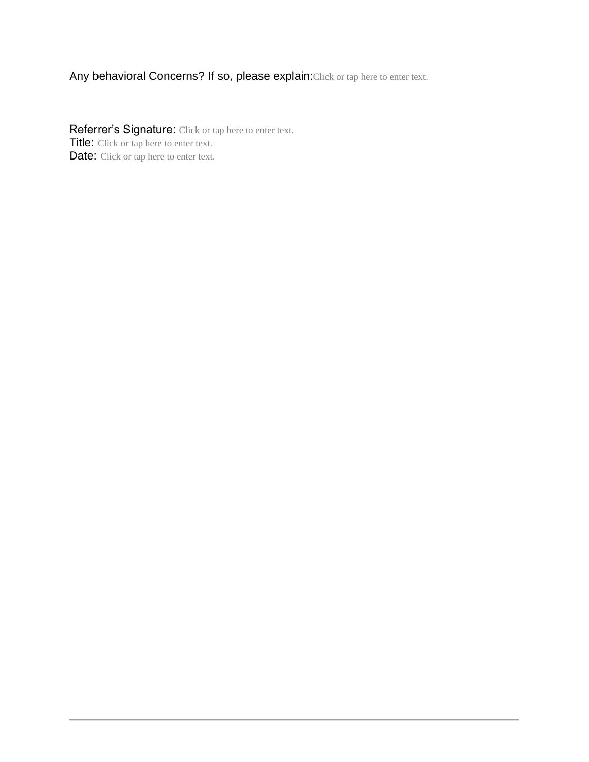Any behavioral Concerns? If so, please explain:Click or tap here to enter text.

Referrer's Signature: Click or tap here to enter text.
Title: Click or tap here to enter text.
Date: Click or tap here to enter text.